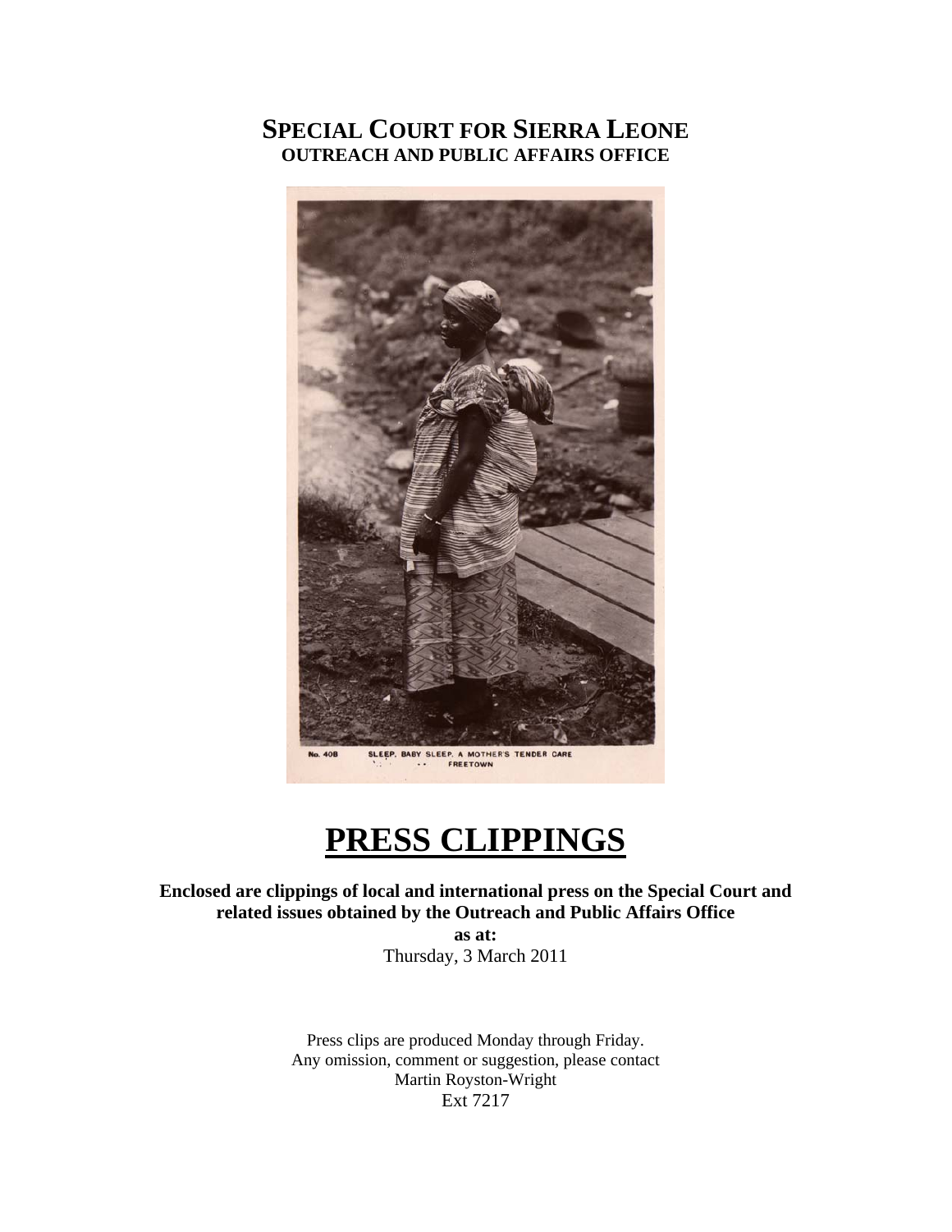# SPECIAL COURT FOR SIERRA LEONE
## OUTREACH AND PUBLIC AFFAIRS OFFICE

No. 408 SLEEP, BABY SLEEP. A MOTHER'S TENDER CARE FREETOWN

# PRESS CLIPPINGS

**Enclosed are clippings of local and international press on the Special Court and related issues obtained by the Outreach and Public Affairs Office**

**as at:**

Thursday, 3 March 2011

Press clips are produced Monday through Friday.
Any omission, comment or suggestion, please contact
Martin Royston-Wright
Ext 7217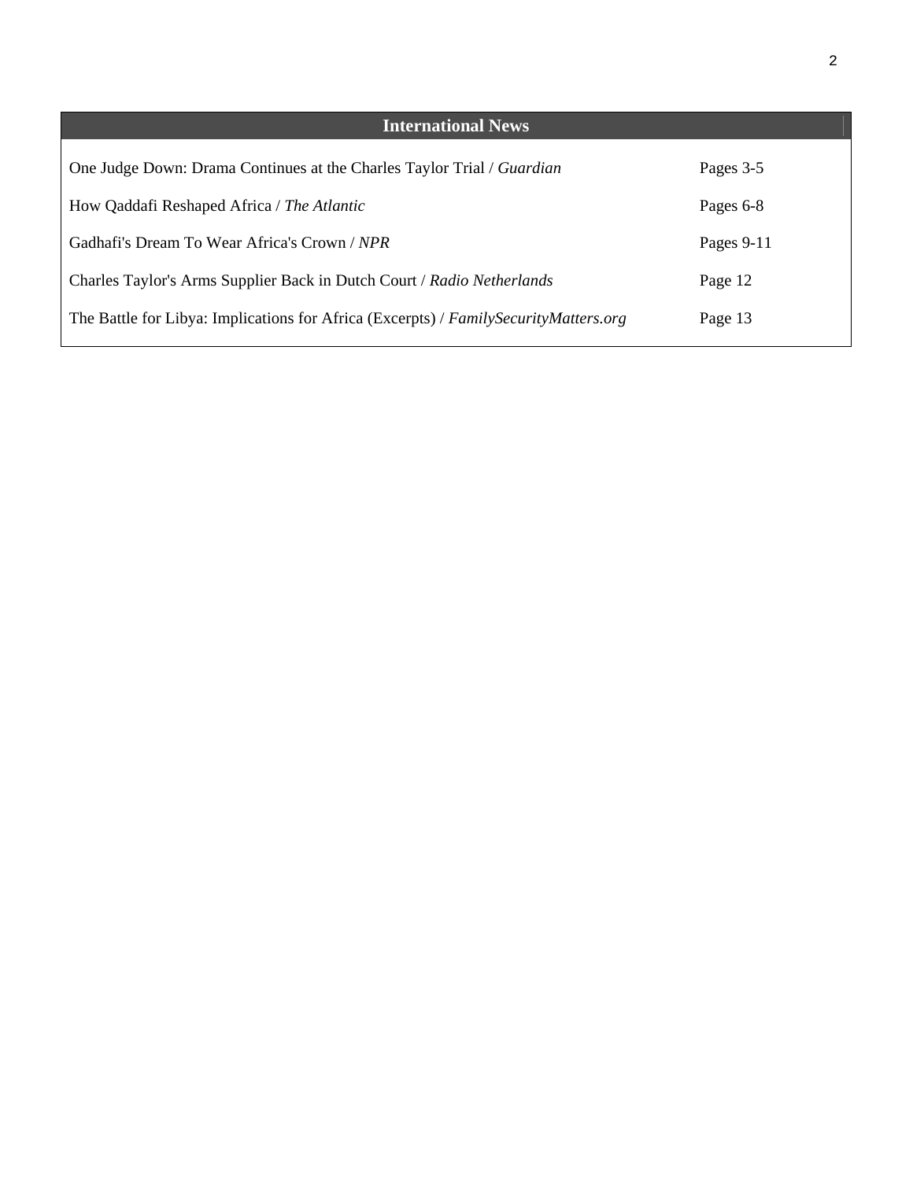| International News | |
| --- | --- |
| One Judge Down: Drama Continues at the Charles Taylor Trial / *Guardian* | Pages 3-5 |
| How Qaddafi Reshaped Africa / *The Atlantic* | Pages 6-8 |
| Gadhafi's Dream To Wear Africa's Crown / *NPR* | Pages 9-11 |
| Charles Taylor's Arms Supplier Back in Dutch Court / *Radio Netherlands* | Page 12 |
| The Battle for Libya: Implications for Africa (Excerpts) / *FamilySecurityMatters.org* | Page 13 |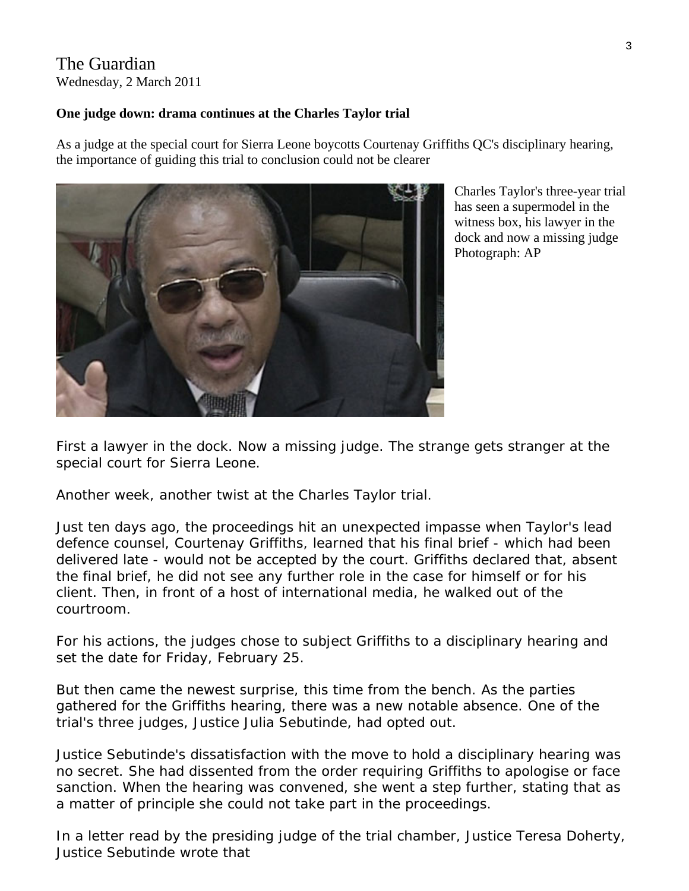The Guardian
Wednesday, 2 March 2011

**One judge down: drama continues at the Charles Taylor trial**

As a judge at the special court for Sierra Leone boycotts Courtenay Griffiths QC's disciplinary hearing, the importance of guiding this trial to conclusion could not be clearer

Charles Taylor's three-year trial has seen a supermodel in the witness box, his lawyer in the dock and now a missing judge Photograph: AP

First a lawyer in the dock. Now a missing judge. The strange gets stranger at the special court for Sierra Leone.

Another week, another twist at the Charles Taylor trial.

Just ten days ago, the proceedings hit an unexpected impasse when Taylor's lead defence counsel, Courtenay Griffiths, learned that his final brief - which had been delivered late - would not be accepted by the court. Griffiths declared that, absent the final brief, he did not see any further role in the case for himself or for his client. Then, in front of a host of international media, he walked out of the courtroom.

For his actions, the judges chose to subject Griffiths to a disciplinary hearing and set the date for Friday, February 25.

But then came the newest surprise, this time from the bench. As the parties gathered for the Griffiths hearing, there was a new notable absence. One of the trial's three judges, Justice Julia Sebutinde, had opted out.

Justice Sebutinde's dissatisfaction with the move to hold a disciplinary hearing was no secret. She had dissented from the order requiring Griffiths to apologise or face sanction. When the hearing was convened, she went a step further, stating that as a matter of principle she could not take part in the proceedings.

In a letter read by the presiding judge of the trial chamber, Justice Teresa Doherty, Justice Sebutinde wrote that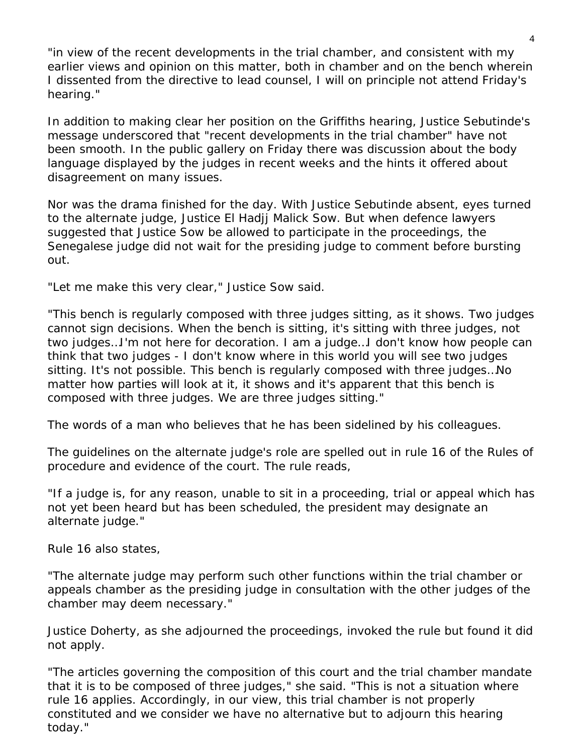"in view of the recent developments in the trial chamber, and consistent with my earlier views and opinion on this matter, both in chamber and on the bench wherein I dissented from the directive to lead counsel, I will on principle not attend Friday's hearing."

In addition to making clear her position on the Griffiths hearing, Justice Sebutinde's message underscored that "recent developments in the trial chamber" have not been smooth. In the public gallery on Friday there was discussion about the body language displayed by the judges in recent weeks and the hints it offered about disagreement on many issues.

Nor was the drama finished for the day. With Justice Sebutinde absent, eyes turned to the alternate judge, Justice El Hadjj Malick Sow. But when defence lawyers suggested that Justice Sow be allowed to participate in the proceedings, the Senegalese judge did not wait for the presiding judge to comment before bursting out.

"Let me make this very clear," Justice Sow said.

"This bench is regularly composed with three judges sitting, as it shows. Two judges cannot sign decisions. When the bench is sitting, it's sitting with three judges, not two judges…I'm not here for decoration. I am a judge…I don't know how people can think that two judges - I don't know where in this world you will see two judges sitting. It's not possible. This bench is regularly composed with three judges…No matter how parties will look at it, it shows and it's apparent that this bench is composed with three judges. We are three judges sitting."

The words of a man who believes that he has been sidelined by his colleagues.

The guidelines on the alternate judge's role are spelled out in rule 16 of the Rules of procedure and evidence of the court. The rule reads,

"If a judge is, for any reason, unable to sit in a proceeding, trial or appeal which has not yet been heard but has been scheduled, the president may designate an alternate judge."

Rule 16 also states,

"The alternate judge may perform such other functions within the trial chamber or appeals chamber as the presiding judge in consultation with the other judges of the chamber may deem necessary."

Justice Doherty, as she adjourned the proceedings, invoked the rule but found it did not apply.

"The articles governing the composition of this court and the trial chamber mandate that it is to be composed of three judges," she said. "This is not a situation where rule 16 applies. Accordingly, in our view, this trial chamber is not properly constituted and we consider we have no alternative but to adjourn this hearing today."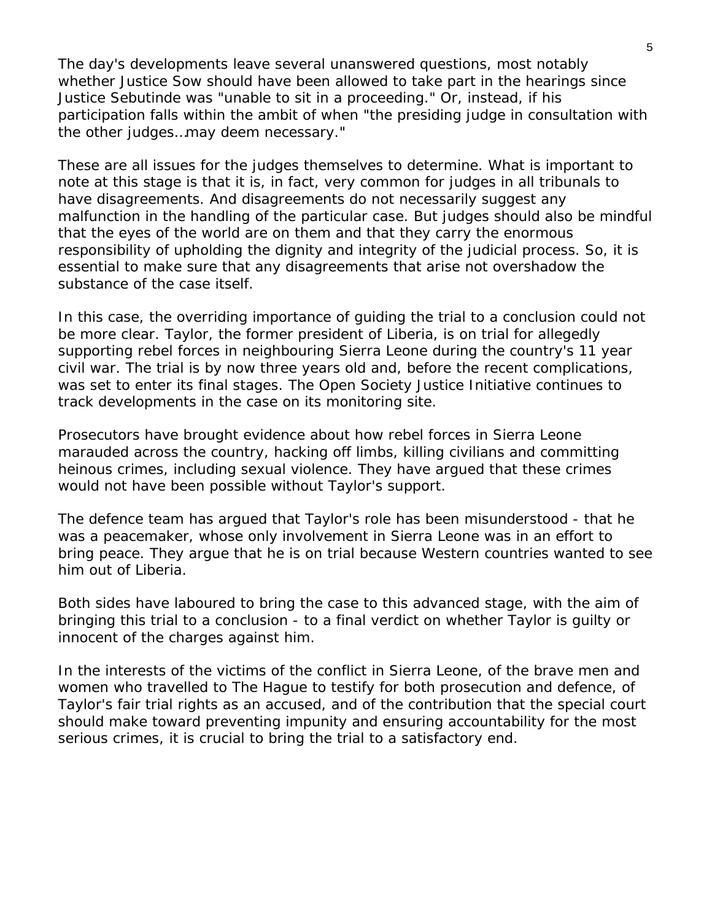The day's developments leave several unanswered questions, most notably whether Justice Sow should have been allowed to take part in the hearings since Justice Sebutinde was "unable to sit in a proceeding." Or, instead, if his participation falls within the ambit of when "the presiding judge in consultation with the other judges…may deem necessary."

These are all issues for the judges themselves to determine. What is important to note at this stage is that it is, in fact, very common for judges in all tribunals to have disagreements. And disagreements do not necessarily suggest any malfunction in the handling of the particular case. But judges should also be mindful that the eyes of the world are on them and that they carry the enormous responsibility of upholding the dignity and integrity of the judicial process. So, it is essential to make sure that any disagreements that arise not overshadow the substance of the case itself.

In this case, the overriding importance of guiding the trial to a conclusion could not be more clear. Taylor, the former president of Liberia, is on trial for allegedly supporting rebel forces in neighbouring Sierra Leone during the country's 11 year civil war. The trial is by now three years old and, before the recent complications, was set to enter its final stages. The Open Society Justice Initiative continues to track developments in the case on its monitoring site.

Prosecutors have brought evidence about how rebel forces in Sierra Leone marauded across the country, hacking off limbs, killing civilians and committing heinous crimes, including sexual violence. They have argued that these crimes would not have been possible without Taylor's support.

The defence team has argued that Taylor's role has been misunderstood - that he was a peacemaker, whose only involvement in Sierra Leone was in an effort to bring peace. They argue that he is on trial because Western countries wanted to see him out of Liberia.

Both sides have laboured to bring the case to this advanced stage, with the aim of bringing this trial to a conclusion - to a final verdict on whether Taylor is guilty or innocent of the charges against him.

In the interests of the victims of the conflict in Sierra Leone, of the brave men and women who travelled to The Hague to testify for both prosecution and defence, of Taylor's fair trial rights as an accused, and of the contribution that the special court should make toward preventing impunity and ensuring accountability for the most serious crimes, it is crucial to bring the trial to a satisfactory end.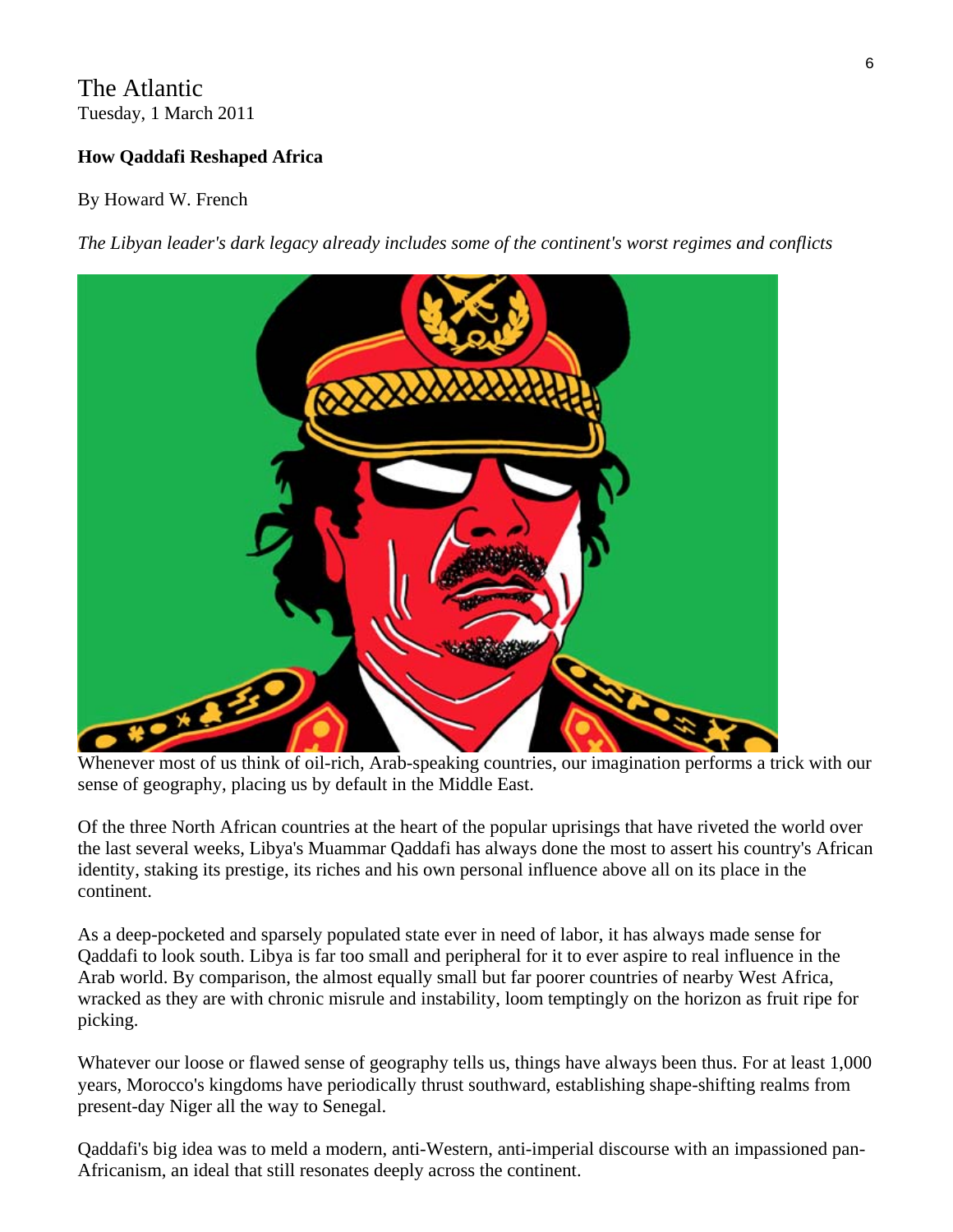The Atlantic
Tuesday, 1 March 2011

**How Qaddafi Reshaped Africa**

By Howard W. French

*The Libyan leader's dark legacy already includes some of the continent's worst regimes and conflicts*

Whenever most of us think of oil-rich, Arab-speaking countries, our imagination performs a trick with our sense of geography, placing us by default in the Middle East.

Of the three North African countries at the heart of the popular uprisings that have riveted the world over the last several weeks, Libya's Muammar Qaddafi has always done the most to assert his country's African identity, staking its prestige, its riches and his own personal influence above all on its place in the continent.

As a deep-pocketed and sparsely populated state ever in need of labor, it has always made sense for Qaddafi to look south. Libya is far too small and peripheral for it to ever aspire to real influence in the Arab world. By comparison, the almost equally small but far poorer countries of nearby West Africa, wracked as they are with chronic misrule and instability, loom temptingly on the horizon as fruit ripe for picking.

Whatever our loose or flawed sense of geography tells us, things have always been thus. For at least 1,000 years, Morocco's kingdoms have periodically thrust southward, establishing shape-shifting realms from present-day Niger all the way to Senegal.

Qaddafi's big idea was to meld a modern, anti-Western, anti-imperial discourse with an impassioned pan-Africanism, an ideal that still resonates deeply across the continent.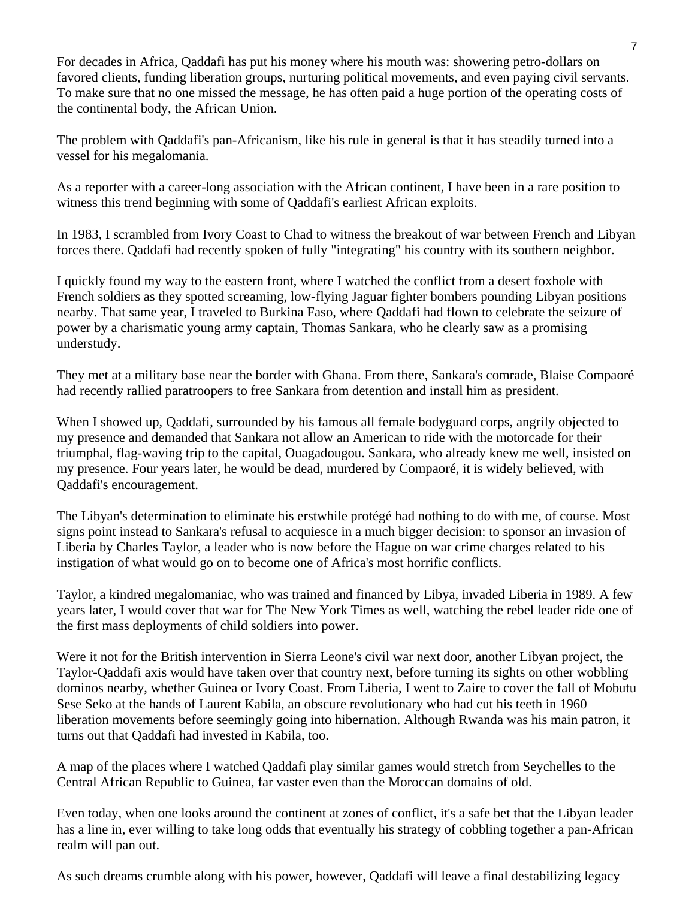For decades in Africa, Qaddafi has put his money where his mouth was: showering petro-dollars on favored clients, funding liberation groups, nurturing political movements, and even paying civil servants. To make sure that no one missed the message, he has often paid a huge portion of the operating costs of the continental body, the African Union.

The problem with Qaddafi's pan-Africanism, like his rule in general is that it has steadily turned into a vessel for his megalomania.

As a reporter with a career-long association with the African continent, I have been in a rare position to witness this trend beginning with some of Qaddafi's earliest African exploits.

In 1983, I scrambled from Ivory Coast to Chad to witness the breakout of war between French and Libyan forces there. Qaddafi had recently spoken of fully "integrating" his country with its southern neighbor.

I quickly found my way to the eastern front, where I watched the conflict from a desert foxhole with French soldiers as they spotted screaming, low-flying Jaguar fighter bombers pounding Libyan positions nearby. That same year, I traveled to Burkina Faso, where Qaddafi had flown to celebrate the seizure of power by a charismatic young army captain, Thomas Sankara, who he clearly saw as a promising understudy.

They met at a military base near the border with Ghana. From there, Sankara's comrade, Blaise Compaoré had recently rallied paratroopers to free Sankara from detention and install him as president.

When I showed up, Qaddafi, surrounded by his famous all female bodyguard corps, angrily objected to my presence and demanded that Sankara not allow an American to ride with the motorcade for their triumphal, flag-waving trip to the capital, Ouagadougou. Sankara, who already knew me well, insisted on my presence. Four years later, he would be dead, murdered by Compaoré, it is widely believed, with Qaddafi's encouragement.

The Libyan's determination to eliminate his erstwhile protégé had nothing to do with me, of course. Most signs point instead to Sankara's refusal to acquiesce in a much bigger decision: to sponsor an invasion of Liberia by Charles Taylor, a leader who is now before the Hague on war crime charges related to his instigation of what would go on to become one of Africa's most horrific conflicts.

Taylor, a kindred megalomaniac, who was trained and financed by Libya, invaded Liberia in 1989. A few years later, I would cover that war for The New York Times as well, watching the rebel leader ride one of the first mass deployments of child soldiers into power.

Were it not for the British intervention in Sierra Leone's civil war next door, another Libyan project, the Taylor-Qaddafi axis would have taken over that country next, before turning its sights on other wobbling dominos nearby, whether Guinea or Ivory Coast. From Liberia, I went to Zaire to cover the fall of Mobutu Sese Seko at the hands of Laurent Kabila, an obscure revolutionary who had cut his teeth in 1960 liberation movements before seemingly going into hibernation. Although Rwanda was his main patron, it turns out that Qaddafi had invested in Kabila, too.

A map of the places where I watched Qaddafi play similar games would stretch from Seychelles to the Central African Republic to Guinea, far vaster even than the Moroccan domains of old.

Even today, when one looks around the continent at zones of conflict, it's a safe bet that the Libyan leader has a line in, ever willing to take long odds that eventually his strategy of cobbling together a pan-African realm will pan out.

As such dreams crumble along with his power, however, Qaddafi will leave a final destabilizing legacy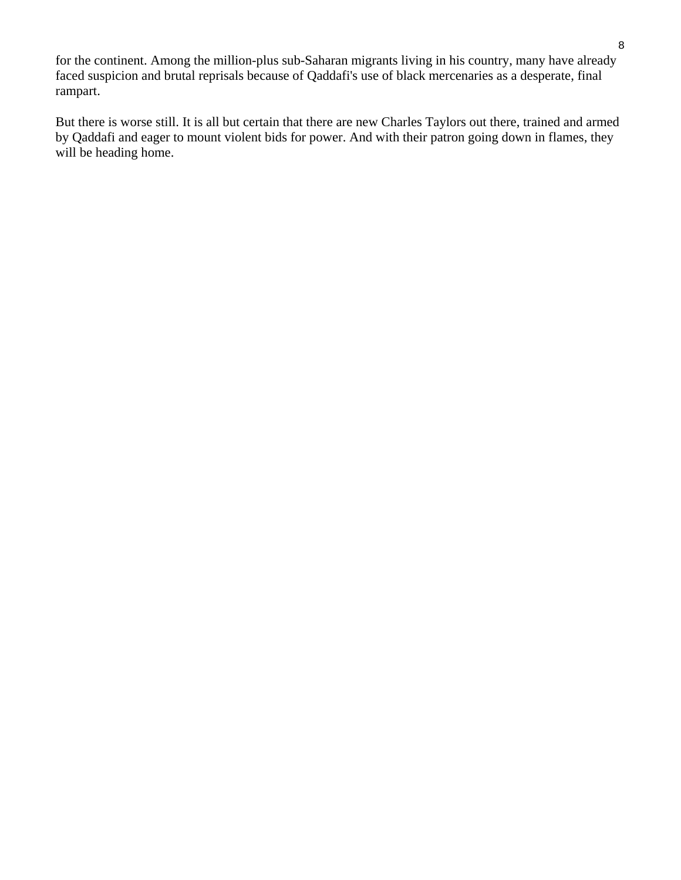for the continent. Among the million-plus sub-Saharan migrants living in his country, many have already faced suspicion and brutal reprisals because of Qaddafi's use of black mercenaries as a desperate, final rampart.

But there is worse still. It is all but certain that there are new Charles Taylors out there, trained and armed by Qaddafi and eager to mount violent bids for power. And with their patron going down in flames, they will be heading home.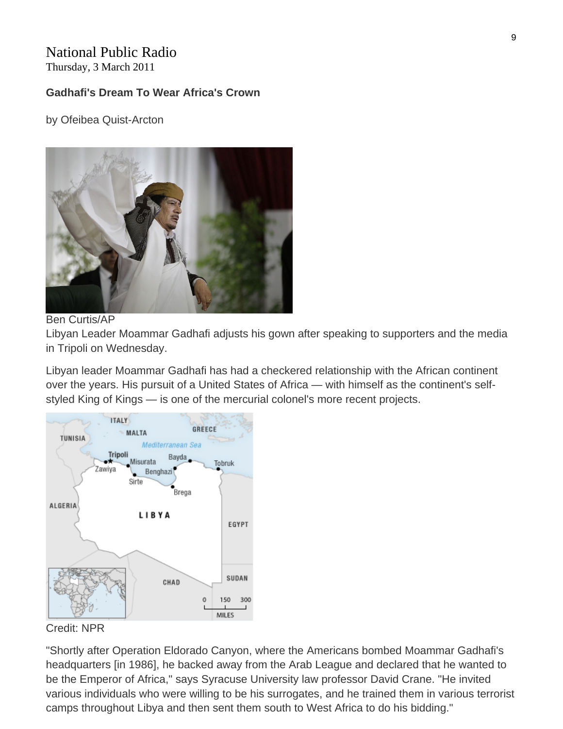National Public Radio
Thursday, 3 March 2011

**Gadhafi's Dream To Wear Africa's Crown**

by Ofeibea Quist-Arcton

Ben Curtis/AP
Libyan Leader Moammar Gadhafi adjusts his gown after speaking to supporters and the media in Tripoli on Wednesday.

Libyan leader Moammar Gadhafi has had a checkered relationship with the African continent over the years. His pursuit of a United States of Africa — with himself as the continent's self-styled King of Kings — is one of the mercurial colonel's more recent projects.

Credit: NPR

"Shortly after Operation Eldorado Canyon, where the Americans bombed Moammar Gadhafi's headquarters [in 1986], he backed away from the Arab League and declared that he wanted to be the Emperor of Africa," says Syracuse University law professor David Crane. "He invited various individuals who were willing to be his surrogates, and he trained them in various terrorist camps throughout Libya and then sent them south to West Africa to do his bidding."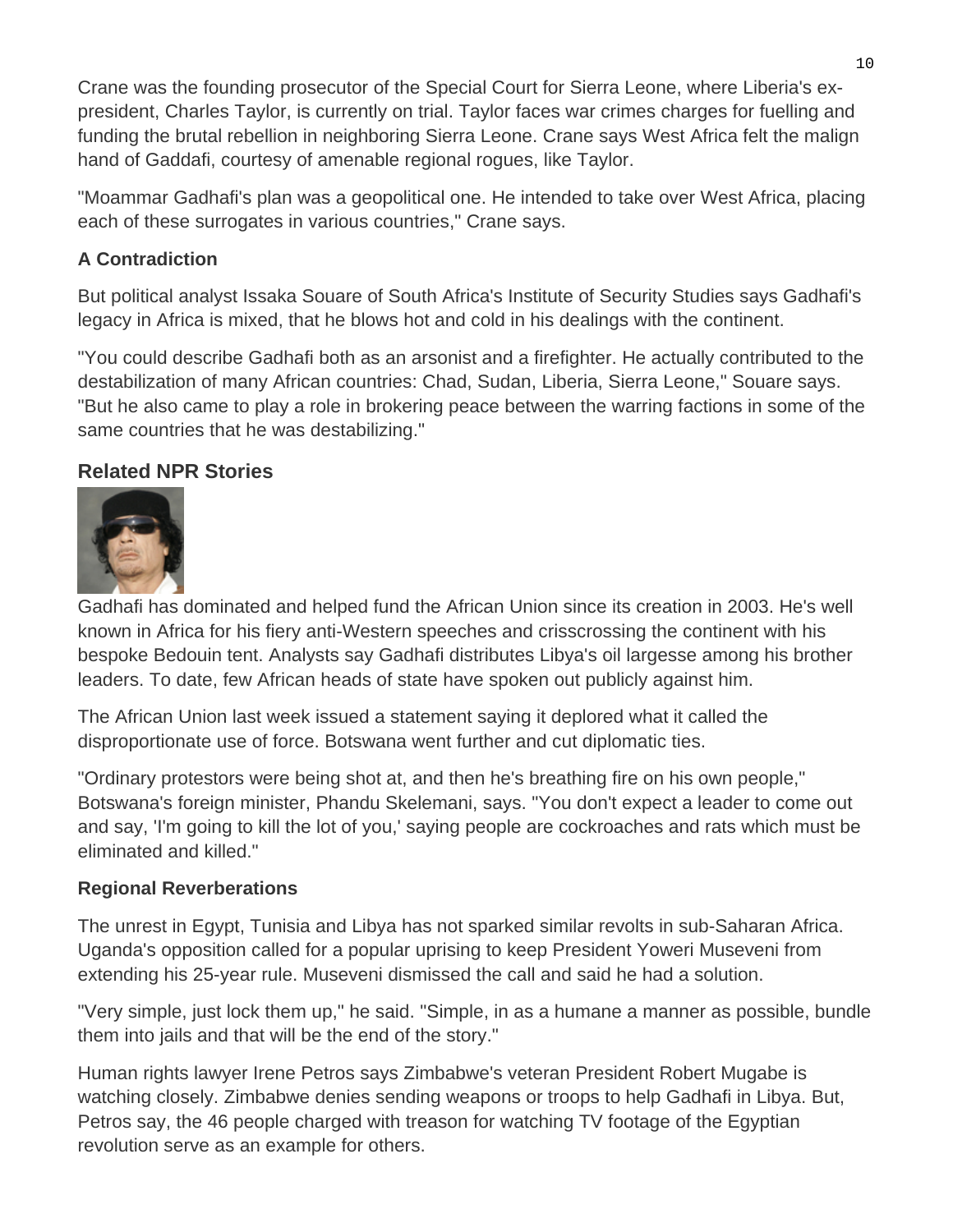Crane was the founding prosecutor of the Special Court for Sierra Leone, where Liberia's ex-president, Charles Taylor, is currently on trial. Taylor faces war crimes charges for fuelling and funding the brutal rebellion in neighboring Sierra Leone. Crane says West Africa felt the malign hand of Gaddafi, courtesy of amenable regional rogues, like Taylor.

"Moammar Gadhafi's plan was a geopolitical one. He intended to take over West Africa, placing each of these surrogates in various countries," Crane says.

### A Contradiction

But political analyst Issaka Souare of South Africa's Institute of Security Studies says Gadhafi's legacy in Africa is mixed, that he blows hot and cold in his dealings with the continent.

"You could describe Gadhafi both as an arsonist and a firefighter. He actually contributed to the destabilization of many African countries: Chad, Sudan, Liberia, Sierra Leone," Souare says. "But he also came to play a role in brokering peace between the warring factions in some of the same countries that he was destabilizing."

## Related NPR Stories

Gadhafi has dominated and helped fund the African Union since its creation in 2003. He's well known in Africa for his fiery anti-Western speeches and crisscrossing the continent with his bespoke Bedouin tent. Analysts say Gadhafi distributes Libya's oil largesse among his brother leaders. To date, few African heads of state have spoken out publicly against him.

The African Union last week issued a statement saying it deplored what it called the disproportionate use of force. Botswana went further and cut diplomatic ties.

"Ordinary protestors were being shot at, and then he's breathing fire on his own people," Botswana's foreign minister, Phandu Skelemani, says. "You don't expect a leader to come out and say, 'I'm going to kill the lot of you,' saying people are cockroaches and rats which must be eliminated and killed."

### Regional Reverberations

The unrest in Egypt, Tunisia and Libya has not sparked similar revolts in sub-Saharan Africa. Uganda's opposition called for a popular uprising to keep President Yoweri Museveni from extending his 25-year rule. Museveni dismissed the call and said he had a solution.

"Very simple, just lock them up," he said. "Simple, in as a humane a manner as possible, bundle them into jails and that will be the end of the story."

Human rights lawyer Irene Petros says Zimbabwe's veteran President Robert Mugabe is watching closely. Zimbabwe denies sending weapons or troops to help Gadhafi in Libya. But, Petros say, the 46 people charged with treason for watching TV footage of the Egyptian revolution serve as an example for others.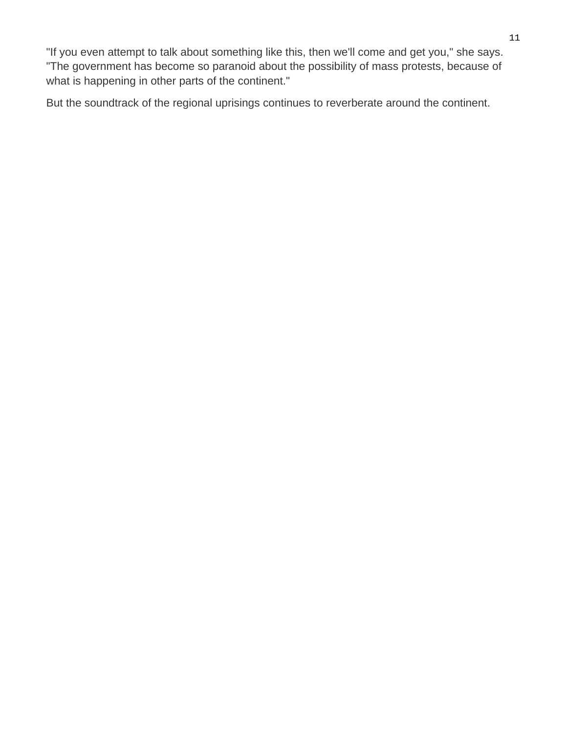"If you even attempt to talk about something like this, then we'll come and get you," she says. "The government has become so paranoid about the possibility of mass protests, because of what is happening in other parts of the continent."

But the soundtrack of the regional uprisings continues to reverberate around the continent.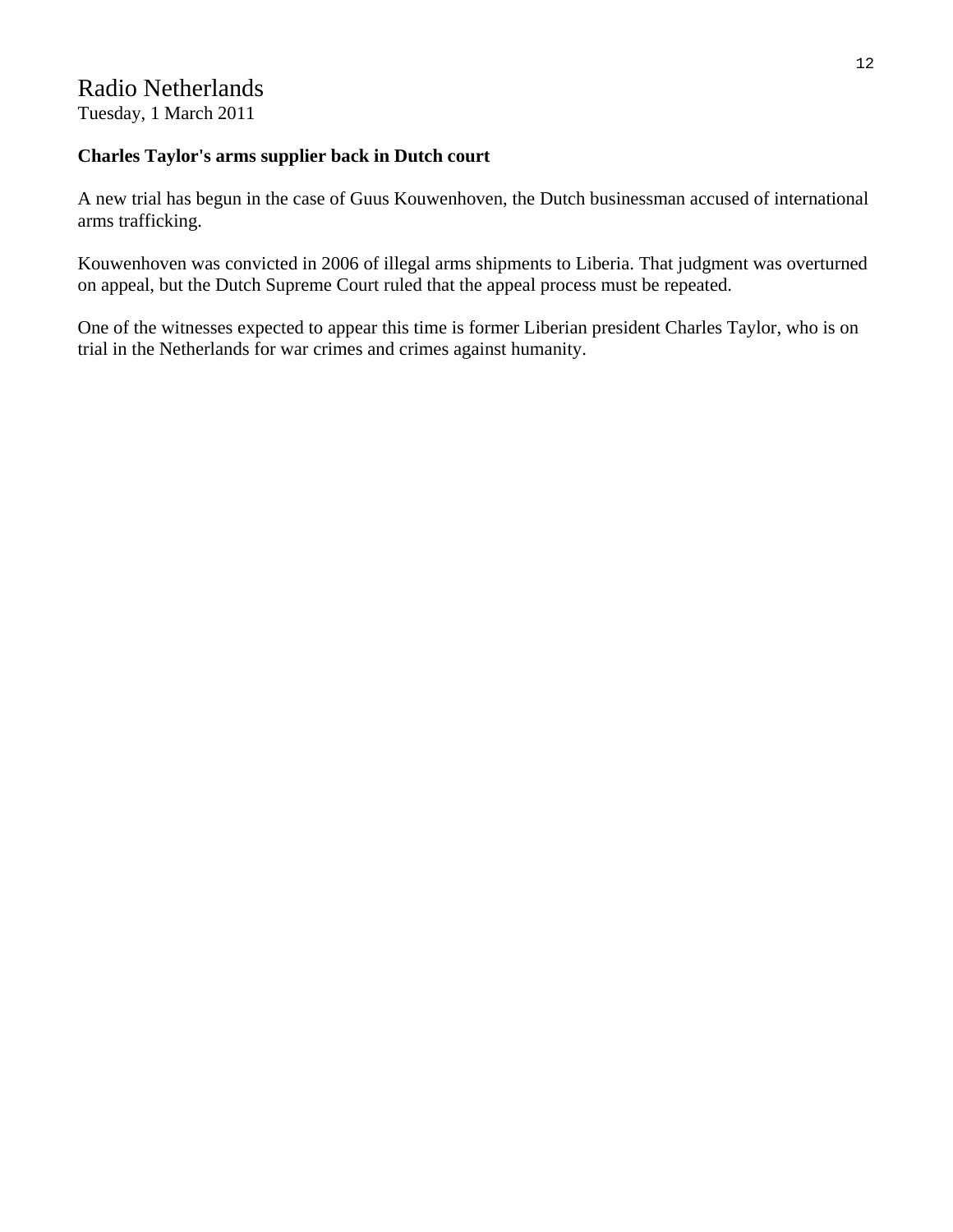Radio Netherlands
Tuesday, 1 March 2011

**Charles Taylor's arms supplier back in Dutch court**

A new trial has begun in the case of Guus Kouwenhoven, the Dutch businessman accused of international arms trafficking.

Kouwenhoven was convicted in 2006 of illegal arms shipments to Liberia. That judgment was overturned on appeal, but the Dutch Supreme Court ruled that the appeal process must be repeated.

One of the witnesses expected to appear this time is former Liberian president Charles Taylor, who is on trial in the Netherlands for war crimes and crimes against humanity.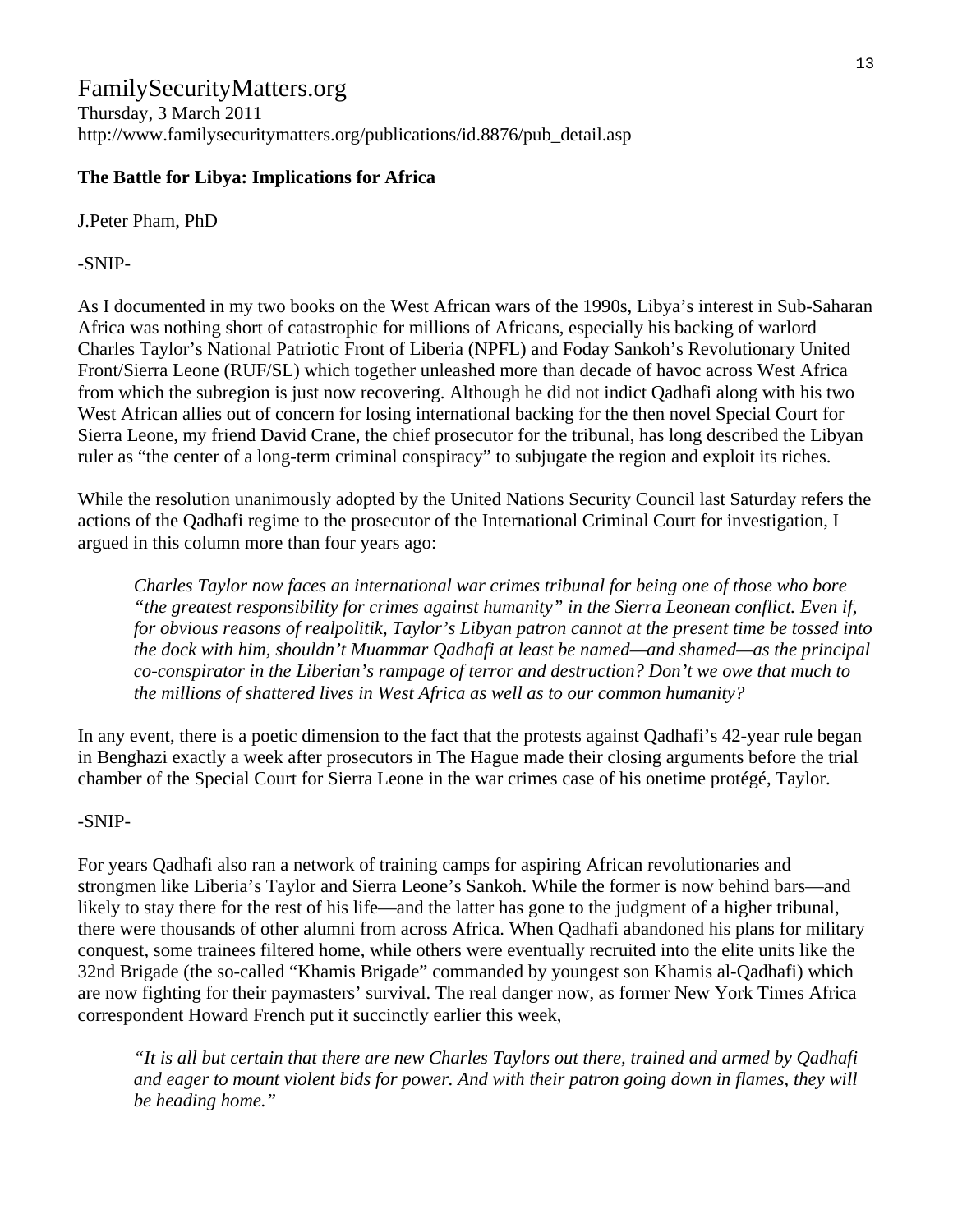FamilySecurityMatters.org
Thursday, 3 March 2011
http://www.familysecuritymatters.org/publications/id.8876/pub_detail.asp

**The Battle for Libya: Implications for Africa**

J.Peter Pham, PhD

-SNIP-

As I documented in my two books on the West African wars of the 1990s, Libya's interest in Sub-Saharan Africa was nothing short of catastrophic for millions of Africans, especially his backing of warlord Charles Taylor's National Patriotic Front of Liberia (NPFL) and Foday Sankoh's Revolutionary United Front/Sierra Leone (RUF/SL) which together unleashed more than decade of havoc across West Africa from which the subregion is just now recovering. Although he did not indict Qadhafi along with his two West African allies out of concern for losing international backing for the then novel Special Court for Sierra Leone, my friend David Crane, the chief prosecutor for the tribunal, has long described the Libyan ruler as "the center of a long-term criminal conspiracy" to subjugate the region and exploit its riches.

While the resolution unanimously adopted by the United Nations Security Council last Saturday refers the actions of the Qadhafi regime to the prosecutor of the International Criminal Court for investigation, I argued in this column more than four years ago:

> *Charles Taylor now faces an international war crimes tribunal for being one of those who bore "the greatest responsibility for crimes against humanity" in the Sierra Leonean conflict. Even if, for obvious reasons of realpolitik, Taylor's Libyan patron cannot at the present time be tossed into the dock with him, shouldn't Muammar Qadhafi at least be named—and shamed—as the principal co-conspirator in the Liberian's rampage of terror and destruction? Don't we owe that much to the millions of shattered lives in West Africa as well as to our common humanity?*

In any event, there is a poetic dimension to the fact that the protests against Qadhafi's 42-year rule began in Benghazi exactly a week after prosecutors in The Hague made their closing arguments before the trial chamber of the Special Court for Sierra Leone in the war crimes case of his onetime protégé, Taylor.

-SNIP-

For years Qadhafi also ran a network of training camps for aspiring African revolutionaries and strongmen like Liberia's Taylor and Sierra Leone's Sankoh. While the former is now behind bars—and likely to stay there for the rest of his life—and the latter has gone to the judgment of a higher tribunal, there were thousands of other alumni from across Africa. When Qadhafi abandoned his plans for military conquest, some trainees filtered home, while others were eventually recruited into the elite units like the 32nd Brigade (the so-called "Khamis Brigade" commanded by youngest son Khamis al-Qadhafi) which are now fighting for their paymasters' survival. The real danger now, as former New York Times Africa correspondent Howard French put it succinctly earlier this week,

> *"It is all but certain that there are new Charles Taylors out there, trained and armed by Qadhafi and eager to mount violent bids for power. And with their patron going down in flames, they will be heading home."*